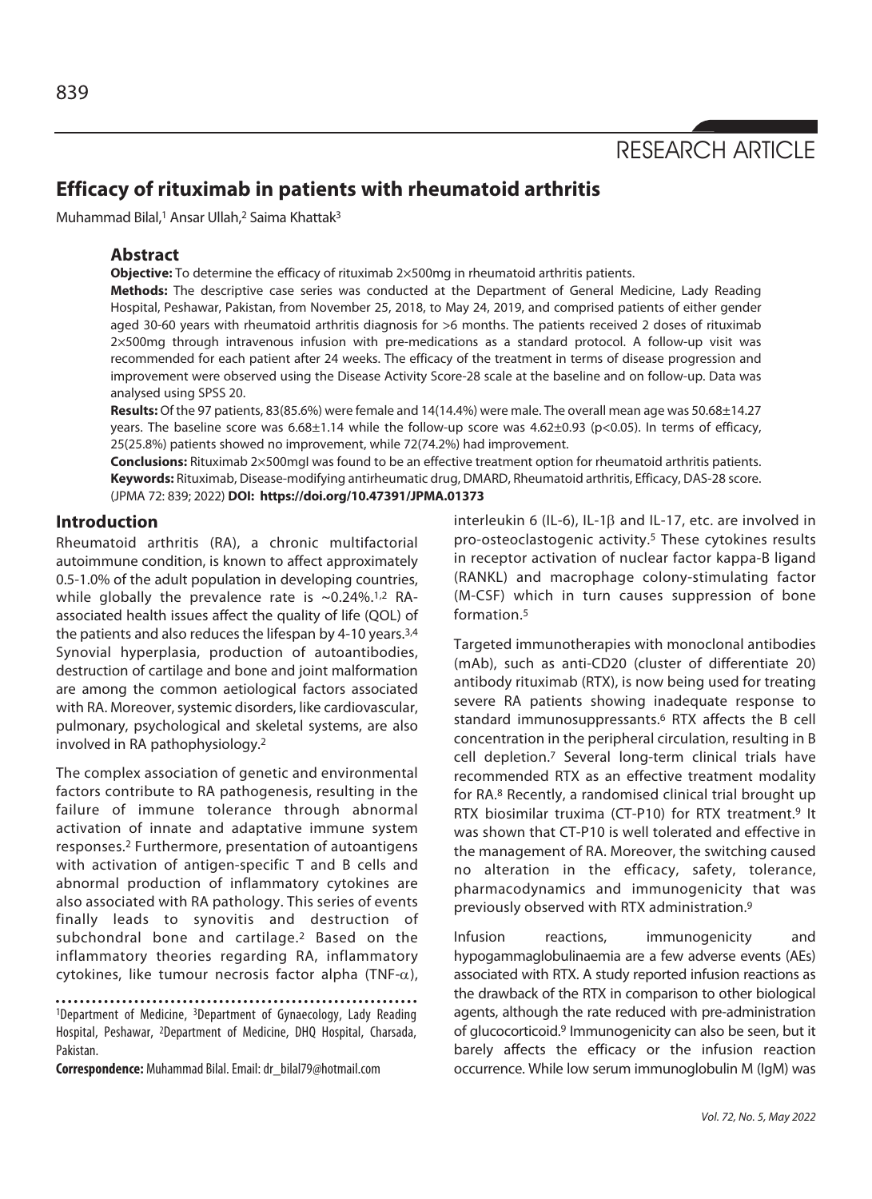RESEARCH ARTICLE

# Efficacy of rituximab in patients with rheumatoid arthritis

Muhammad Bilal,[1] Ansar Ullah,[2] Saima Khattak[3]

## Abstract

**Objective:** To determine the efficacy of rituximab 2×500mg in rheumatoid arthritis patients.

**Methods:** The descriptive case series was conducted at the Department of General Medicine, Lady Reading Hospital, Peshawar, Pakistan, from November 25, 2018, to May 24, 2019, and comprised patients of either gender aged 30-60 years with rheumatoid arthritis diagnosis for >6 months. The patients received 2 doses of rituximab 2×500mg through intravenous infusion with pre-medications as a standard protocol. A follow-up visit was recommended for each patient after 24 weeks. The efficacy of the treatment in terms of disease progression and improvement were observed using the Disease Activity Score-28 scale at the baseline and on follow-up. Data was analysed using SPSS 20.

**Results:** Of the 97 patients, 83(85.6%) were female and 14(14.4%) were male. The overall mean age was 50.68±14.27 years. The baseline score was 6.68±1.14 while the follow-up score was 4.62±0.93 ($p<0.05$). In terms of efficacy, 25(25.8%) patients showed no improvement, while 72(74.2%) had improvement.

**Conclusions:** Rituximab 2×500mgl was found to be an effective treatment option for rheumatoid arthritis patients.

**Keywords:** Rituximab, Disease-modifying antirheumatic drug, DMARD, Rheumatoid arthritis, Efficacy, DAS-28 score.

(JPMA 72: 839; 2022) **DOI: https://doi.org/10.47391/JPMA.01373**

## Introduction

Rheumatoid arthritis (RA), a chronic multifactorial autoimmune condition, is known to affect approximately 0.5-1.0% of the adult population in developing countries, while globally the prevalence rate is ~0.24%.[1,2] RA-associated health issues affect the quality of life (QOL) of the patients and also reduces the lifespan by 4-10 years.[3,4] Synovial hyperplasia, production of autoantibodies, destruction of cartilage and bone and joint malformation are among the common aetiological factors associated with RA. Moreover, systemic disorders, like cardiovascular, pulmonary, psychological and skeletal systems, are also involved in RA pathophysiology.[2]

The complex association of genetic and environmental factors contribute to RA pathogenesis, resulting in the failure of immune tolerance through abnormal activation of innate and adaptative immune system responses.[2] Furthermore, presentation of autoantigens with activation of antigen-specific T and B cells and abnormal production of inflammatory cytokines are also associated with RA pathology. This series of events finally leads to synovitis and destruction of subchondral bone and cartilage.[2] Based on the inflammatory theories regarding RA, inflammatory cytokines, like tumour necrosis factor alpha (TNF-$\alpha$), interleukin 6 (IL-6), IL-1$\beta$ and IL-17, etc. are involved in pro-osteoclastogenic activity.[5] These cytokines results in receptor activation of nuclear factor kappa-B ligand (RANKL) and macrophage colony-stimulating factor (M-CSF) which in turn causes suppression of bone formation.[5]

Targeted immunotherapies with monoclonal antibodies (mAb), such as anti-CD20 (cluster of differentiate 20) antibody rituximab (RTX), is now being used for treating severe RA patients showing inadequate response to standard immunosuppressants.[6] RTX affects the B cell concentration in the peripheral circulation, resulting in B cell depletion.[7] Several long-term clinical trials have recommended RTX as an effective treatment modality for RA.[8] Recently, a randomised clinical trial brought up RTX biosimilar truxima (CT-P10) for RTX treatment.[9] It was shown that CT-P10 is well tolerated and effective in the management of RA. Moreover, the switching caused no alteration in the efficacy, safety, tolerance, pharmacodynamics and immunogenicity that was previously observed with RTX administration.[9]

Infusion reactions, immunogenicity and hypogammaglobulinaemia are a few adverse events (AEs) associated with RTX. A study reported infusion reactions as the drawback of the RTX in comparison to other biological agents, although the rate reduced with pre-administration of glucocorticoid.[9] Immunogenicity can also be seen, but it barely affects the efficacy or the infusion reaction occurrence. While low serum immunoglobulin M (IgM) was

[1]Department of Medicine, [3]Department of Gynaecology, Lady Reading Hospital, Peshawar, [2]Department of Medicine, DHQ Hospital, Charsada, Pakistan.

**Correspondence:** Muhammad Bilal. Email: dr_bilal79@hotmail.com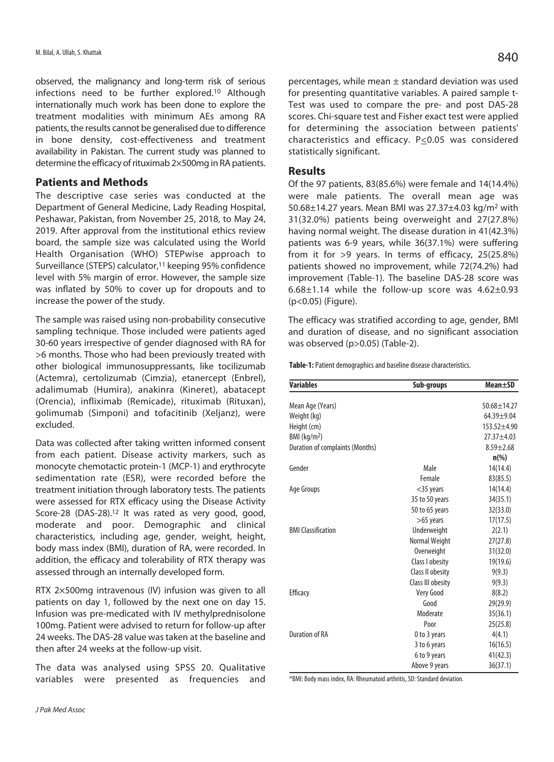observed, the malignancy and long-term risk of serious infections need to be further explored.[10] Although internationally much work has been done to explore the treatment modalities with minimum AEs among RA patients, the results cannot be generalised due to difference in bone density, cost-effectiveness and treatment availability in Pakistan. The current study was planned to determine the efficacy of rituximab 2×500mg in RA patients.

## Patients and Methods

The descriptive case series was conducted at the Department of General Medicine, Lady Reading Hospital, Peshawar, Pakistan, from November 25, 2018, to May 24, 2019. After approval from the institutional ethics review board, the sample size was calculated using the World Health Organisation (WHO) STEPwise approach to Surveillance (STEPS) calculator,[11] keeping 95% confidence level with 5% margin of error. However, the sample size was inflated by 50% to cover up for dropouts and to increase the power of the study.

The sample was raised using non-probability consecutive sampling technique. Those included were patients aged 30-60 years irrespective of gender diagnosed with RA for >6 months. Those who had been previously treated with other biological immunosuppressants, like tocilizumab (Actemra), certolizumab (Cimzia), etanercept (Enbrel), adalimumab (Humira), anakinra (Kineret), abatacept (Orencia), infliximab (Remicade), rituximab (Rituxan), golimumab (Simponi) and tofacitinib (Xeljanz), were excluded.

Data was collected after taking written informed consent from each patient. Disease activity markers, such as monocyte chemotactic protein-1 (MCP-1) and erythrocyte sedimentation rate (ESR), were recorded before the treatment initiation through laboratory tests. The patients were assessed for RTX efficacy using the Disease Activity Score-28 (DAS-28).[12] It was rated as very good, good, moderate and poor. Demographic and clinical characteristics, including age, gender, weight, height, body mass index (BMI), duration of RA, were recorded. In addition, the efficacy and tolerability of RTX therapy was assessed through an internally developed form.

RTX 2×500mg intravenous (IV) infusion was given to all patients on day 1, followed by the next one on day 15. Infusion was pre-medicated with IV methylprednisolone 100mg. Patient were advised to return for follow-up after 24 weeks. The DAS-28 value was taken at the baseline and then after 24 weeks at the follow-up visit.

The data was analysed using SPSS 20. Qualitative variables were presented as frequencies and percentages, while mean ± standard deviation was used for presenting quantitative variables. A paired sample t-Test was used to compare the pre- and post DAS-28 scores. Chi-square test and Fisher exact test were applied for determining the association between patients' characteristics and efficacy. $P \leq 0.05$ was considered statistically significant.

## Results

Of the 97 patients, 83(85.6%) were female and 14(14.4%) were male patients. The overall mean age was 50.68±14.27 years. Mean BMI was 27.37±4.03 kg/m$^2$ with 31(32.0%) patients being overweight and 27(27.8%) having normal weight. The disease duration in 41(42.3%) patients was 6-9 years, while 36(37.1%) were suffering from it for >9 years. In terms of efficacy, 25(25.8%) patients showed no improvement, while 72(74.2%) had improvement (Table-1). The baseline DAS-28 score was 6.68±1.14 while the follow-up score was 4.62±0.93 ($p<0.05$) (Figure).

The efficacy was stratified according to age, gender, BMI and duration of disease, and no significant association was observed ($p>0.05$) (Table-2).

**Table-1:** Patient demographics and baseline disease characteristics.

| Variables | Sub-groups | Mean±SD |
|---|---|---|
| Mean Age (Years) | | 50.68±14.27 |
| Weight (kg) | | 64.39±9.04 |
| Height (cm) | | 153.52±4.90 |
| BMI (kg/m$^2$) | | 27.37±4.03 |
| Duration of complaints (Months) | | 8.59±2.68 |
| | | **n(%)** |
| Gender | Male | 14(14.4) |
| | Female | 83(85.5) |
| Age Groups | <35 years | 14(14.4) |
| | 35 to 50 years | 34(35.1) |
| | 50 to 65 years | 32(33.0) |
| | >65 years | 17(17.5) |
| BMI Classification | Underweight | 2(2.1) |
| | Normal Weight | 27(27.8) |
| | Overweight | 31(32.0) |
| | Class I obesity | 19(19.6) |
| | Class II obesity | 9(9.3) |
| | Class III obesity | 9(9.3) |
| Efficacy | Very Good | 8(8.2) |
| | Good | 29(29.9) |
| | Moderate | 35(36.1) |
| | Poor | 25(25.8) |
| Duration of RA | 0 to 3 years | 4(4.1) |
| | 3 to 6 years | 16(16.5) |
| | 6 to 9 years | 41(42.3) |
| | Above 9 years | 36(37.1) |

*BMI: Body mass index, RA: Rheumatoid arthritis, SD: Standard deviation.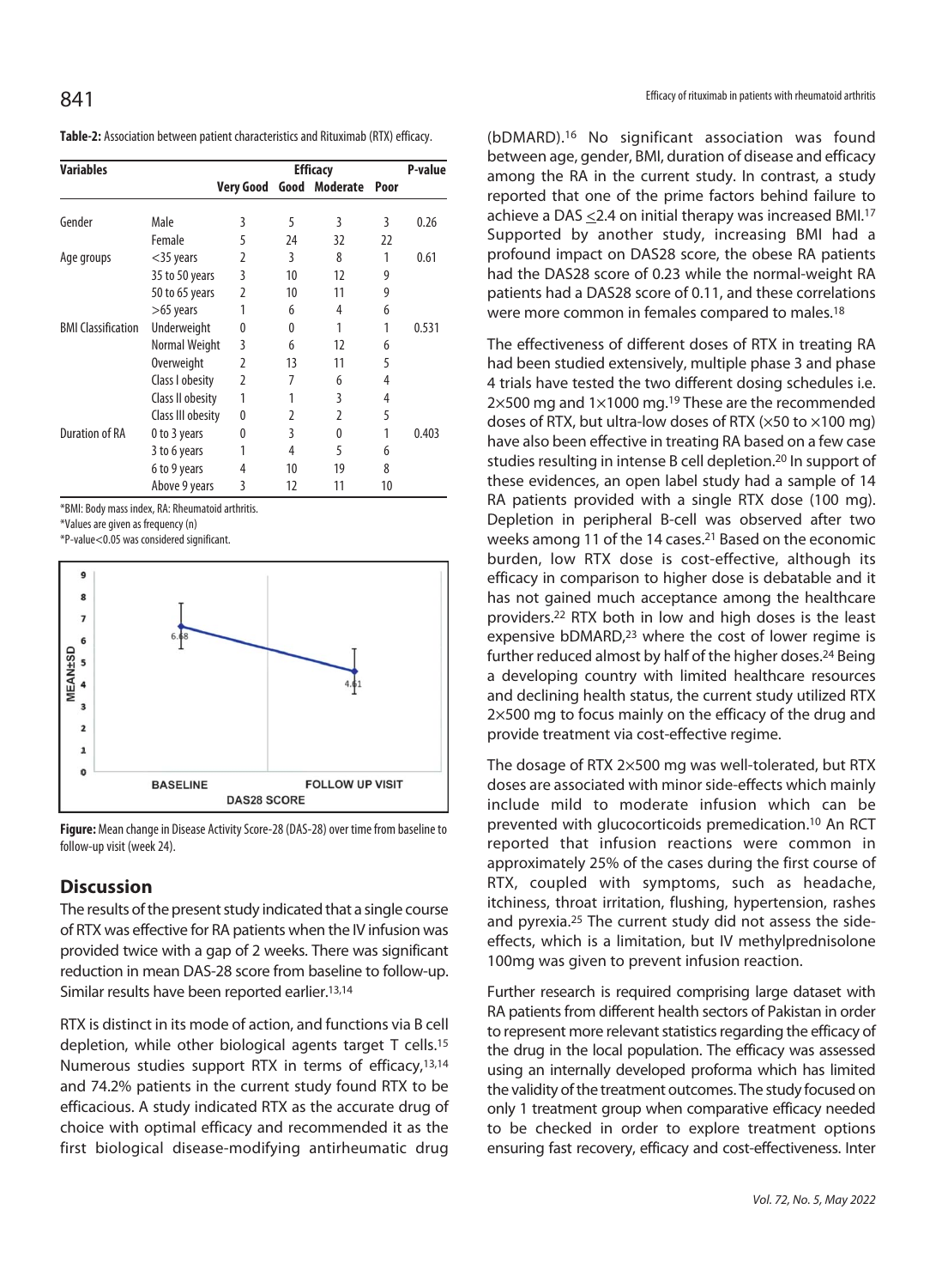**Table-2:** Association between patient characteristics and Rituximab (RTX) efficacy.

| Variables | | Efficacy | | | | P-value |
|---|---|---|---|---|---|---|
| | | Very Good | Good | Moderate | Poor | |
| Gender | Male | 3 | 5 | 3 | 3 | 0.26 |
| | Female | 5 | 24 | 32 | 22 | |
| Age groups | <35 years | 2 | 3 | 8 | 1 | 0.61 |
| | 35 to 50 years | 3 | 10 | 12 | 9 | |
| | 50 to 65 years | 2 | 10 | 11 | 9 | |
| | >65 years | 1 | 6 | 4 | 6 | |
| BMI Classification | Underweight | 0 | 0 | 1 | 1 | 0.531 |
| | Normal Weight | 3 | 6 | 12 | 6 | |
| | Overweight | 2 | 13 | 11 | 5 | |
| | Class I obesity | 2 | 7 | 6 | 4 | |
| | Class II obesity | 1 | 1 | 3 | 4 | |
| | Class III obesity | 0 | 2 | 2 | 5 | |
| Duration of RA | 0 to 3 years | 0 | 3 | 0 | 1 | 0.403 |
| | 3 to 6 years | 1 | 4 | 5 | 6 | |
| | 6 to 9 years | 4 | 10 | 19 | 8 | |
| | Above 9 years | 3 | 12 | 11 | 10 | |

*BMI: Body mass index, RA: Rheumatoid arthritis.

*Values are given as frequency (n)

*P-value<0.05 was considered significant.

**Figure:** Mean change in Disease Activity Score-28 (DAS-28) over time from baseline to follow-up visit (week 24).

## Discussion

The results of the present study indicated that a single course of RTX was effective for RA patients when the IV infusion was provided twice with a gap of 2 weeks. There was significant reduction in mean DAS-28 score from baseline to follow-up. Similar results have been reported earlier.[13,14]

RTX is distinct in its mode of action, and functions via B cell depletion, while other biological agents target T cells.[15] Numerous studies support RTX in terms of efficacy,[13,14] and 74.2% patients in the current study found RTX to be efficacious. A study indicated RTX as the accurate drug of choice with optimal efficacy and recommended it as the first biological disease-modifying antirheumatic drug (bDMARD).[16] No significant association was found between age, gender, BMI, duration of disease and efficacy among the RA in the current study. In contrast, a study reported that one of the prime factors behind failure to achieve a DAS ≤2.4 on initial therapy was increased BMI.[17] Supported by another study, increasing BMI had a profound impact on DAS28 score, the obese RA patients had the DAS28 score of 0.23 while the normal-weight RA patients had a DAS28 score of 0.11, and these correlations were more common in females compared to males.[18]

The effectiveness of different doses of RTX in treating RA had been studied extensively, multiple phase 3 and phase 4 trials have tested the two different dosing schedules i.e. 2×500 mg and 1×1000 mg.[19] These are the recommended doses of RTX, but ultra-low doses of RTX (×50 to ×100 mg) have also been effective in treating RA based on a few case studies resulting in intense B cell depletion.[20] In support of these evidences, an open label study had a sample of 14 RA patients provided with a single RTX dose (100 mg). Depletion in peripheral B-cell was observed after two weeks among 11 of the 14 cases.[21] Based on the economic burden, low RTX dose is cost-effective, although its efficacy in comparison to higher dose is debatable and it has not gained much acceptance among the healthcare providers.[22] RTX both in low and high doses is the least expensive bDMARD,[23] where the cost of lower regime is further reduced almost by half of the higher doses.[24] Being a developing country with limited healthcare resources and declining health status, the current study utilized RTX 2×500 mg to focus mainly on the efficacy of the drug and provide treatment via cost-effective regime.

The dosage of RTX 2×500 mg was well-tolerated, but RTX doses are associated with minor side-effects which mainly include mild to moderate infusion which can be prevented with glucocorticoids premedication.[10] An RCT reported that infusion reactions were common in approximately 25% of the cases during the first course of RTX, coupled with symptoms, such as headache, itchiness, throat irritation, flushing, hypertension, rashes and pyrexia.[25] The current study did not assess the side-effects, which is a limitation, but IV methylprednisolone 100mg was given to prevent infusion reaction.

Further research is required comprising large dataset with RA patients from different health sectors of Pakistan in order to represent more relevant statistics regarding the efficacy of the drug in the local population. The efficacy was assessed using an internally developed proforma which has limited the validity of the treatment outcomes. The study focused on only 1 treatment group when comparative efficacy needed to be checked in order to explore treatment options ensuring fast recovery, efficacy and cost-effectiveness. Inter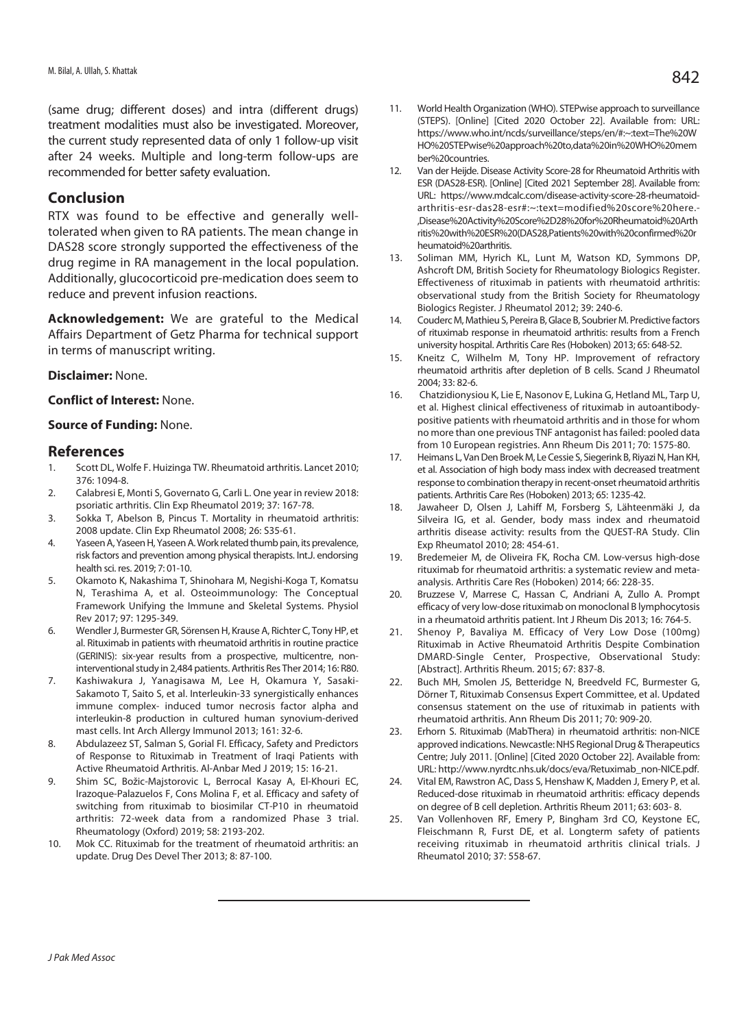(same drug; different doses) and intra (different drugs) treatment modalities must also be investigated. Moreover, the current study represented data of only 1 follow-up visit after 24 weeks. Multiple and long-term follow-ups are recommended for better safety evaluation.

## Conclusion

RTX was found to be effective and generally well-tolerated when given to RA patients. The mean change in DAS28 score strongly supported the effectiveness of the drug regime in RA management in the local population. Additionally, glucocorticoid pre-medication does seem to reduce and prevent infusion reactions.

**Acknowledgement:** We are grateful to the Medical Affairs Department of Getz Pharma for technical support in terms of manuscript writing.

**Disclaimer:** None.

**Conflict of Interest:** None.

**Source of Funding:** None.

## References

1. Scott DL, Wolfe F. Huizinga TW. Rheumatoid arthritis. Lancet 2010; 376: 1094-8.
2. Calabresi E, Monti S, Governato G, Carli L. One year in review 2018: psoriatic arthritis. Clin Exp Rheumatol 2019; 37: 167-78.
3. Sokka T, Abelson B, Pincus T. Mortality in rheumatoid arthritis: 2008 update. Clin Exp Rheumatol 2008; 26: S35-61.
4. Yaseen A, Yaseen H, Yaseen A. Work related thumb pain, its prevalence, risk factors and prevention among physical therapists. Int.J. endorsing health sci. res. 2019; 7: 01-10.
5. Okamoto K, Nakashima T, Shinohara M, Negishi-Koga T, Komatsu N, Terashima A, et al. Osteoimmunology: The Conceptual Framework Unifying the Immune and Skeletal Systems. Physiol Rev 2017; 97: 1295-349.
6. Wendler J, Burmester GR, Sörensen H, Krause A, Richter C, Tony HP, et al. Rituximab in patients with rheumatoid arthritis in routine practice (GERINIS): six-year results from a prospective, multicentre, non-interventional study in 2,484 patients. Arthritis Res Ther 2014; 16: R80.
7. Kashiwakura J, Yanagisawa M, Lee H, Okamura Y, Sasaki-Sakamoto T, Saito S, et al. Interleukin-33 synergistically enhances immune complex- induced tumor necrosis factor alpha and interleukin-8 production in cultured human synovium-derived mast cells. Int Arch Allergy Immunol 2013; 161: 32-6.
8. Abdulazeez ST, Salman S, Gorial FI. Efficacy, Safety and Predictors of Response to Rituximab in Treatment of Iraqi Patients with Active Rheumatoid Arthritis. Al-Anbar Med J 2019; 15: 16-21.
9. Shim SC, Božic-Majstorovic L, Berrocal Kasay A, El-Khouri EC, Irazoque-Palazuelos F, Cons Molina F, et al. Efficacy and safety of switching from rituximab to biosimilar CT-P10 in rheumatoid arthritis: 72-week data from a randomized Phase 3 trial. Rheumatology (Oxford) 2019; 58: 2193-202.
10. Mok CC. Rituximab for the treatment of rheumatoid arthritis: an update. Drug Des Devel Ther 2013; 8: 87-100.
11. World Health Organization (WHO). STEPwise approach to surveillance (STEPS). [Online] [Cited 2020 October 22]. Available from: URL: https://www.who.int/ncds/surveillance/steps/en/#:~:text=The%20WHO%20STEPwise%20approach%20to,data%20in%20WHO%20member%20countries.
12. Van der Heijde. Disease Activity Score-28 for Rheumatoid Arthritis with ESR (DAS28-ESR). [Online] [Cited 2021 September 28]. Available from: URL: https://www.mdcalc.com/disease-activity-score-28-rheumatoid-arthritis-esr-das28-esr#:~:text=modified%20score%20here.-,Disease%20Activity%20Score%2D28%20for%20Rheumatoid%20Arthritis%20with%20ESR%20(DAS28,Patients%20with%20confirmed%20rheumatoid%20arthritis.
13. Soliman MM, Hyrich KL, Lunt M, Watson KD, Symmons DP, Ashcroft DM, British Society for Rheumatology Biologics Register. Effectiveness of rituximab in patients with rheumatoid arthritis: observational study from the British Society for Rheumatology Biologics Register. J Rheumatol 2012; 39: 240-6.
14. Couderc M, Mathieu S, Pereira B, Glace B, Soubrier M. Predictive factors of rituximab response in rheumatoid arthritis: results from a French university hospital. Arthritis Care Res (Hoboken) 2013; 65: 648-52.
15. Kneitz C, Wilhelm M, Tony HP. Improvement of refractory rheumatoid arthritis after depletion of B cells. Scand J Rheumatol 2004; 33: 82-6.
16. Chatzidionysiou K, Lie E, Nasonov E, Lukina G, Hetland ML, Tarp U, et al. Highest clinical effectiveness of rituximab in autoantibody-positive patients with rheumatoid arthritis and in those for whom no more than one previous TNF antagonist has failed: pooled data from 10 European registries. Ann Rheum Dis 2011; 70: 1575-80.
17. Heimans L, Van Den Broek M, Le Cessie S, Siegerink B, Riyazi N, Han KH, et al. Association of high body mass index with decreased treatment response to combination therapy in recent-onset rheumatoid arthritis patients. Arthritis Care Res (Hoboken) 2013; 65: 1235-42.
18. Jawaheer D, Olsen J, Lahiff M, Forsberg S, Lähteenmäki J, da Silveira IG, et al. Gender, body mass index and rheumatoid arthritis disease activity: results from the QUEST-RA Study. Clin Exp Rheumatol 2010; 28: 454-61.
19. Bredemeier M, de Oliveira FK, Rocha CM. Low-versus high-dose rituximab for rheumatoid arthritis: a systematic review and meta-analysis. Arthritis Care Res (Hoboken) 2014; 66: 228-35.
20. Bruzzese V, Marrese C, Hassan C, Andriani A, Zullo A. Prompt efficacy of very low-dose rituximab on monoclonal B lymphocytosis in a rheumatoid arthritis patient. Int J Rheum Dis 2013; 16: 764-5.
21. Shenoy P, Bavaliya M. Efficacy of Very Low Dose (100mg) Rituximab in Active Rheumatoid Arthritis Despite Combination DMARD-Single Center, Prospective, Observational Study: [Abstract]. Arthritis Rheum. 2015; 67: 837-8.
22. Buch MH, Smolen JS, Betteridge N, Breedveld FC, Burmester G, Dörner T, Rituximab Consensus Expert Committee, et al. Updated consensus statement on the use of rituximab in patients with rheumatoid arthritis. Ann Rheum Dis 2011; 70: 909-20.
23. Erhorn S. Rituximab (MabThera) in rheumatoid arthritis: non-NICE approved indications. Newcastle: NHS Regional Drug & Therapeutics Centre; July 2011. [Online] [Cited 2020 October 22]. Available from: URL: http://www.nyrdtc.nhs.uk/docs/eva/Retuximab_non-NICE.pdf.
24. Vital EM, Rawstron AC, Dass S, Henshaw K, Madden J, Emery P, et al. Reduced-dose rituximab in rheumatoid arthritis: efficacy depends on degree of B cell depletion. Arthritis Rheum 2011; 63: 603- 8.
25. Van Vollenhoven RF, Emery P, Bingham 3rd CO, Keystone EC, Fleischmann R, Furst DE, et al. Longterm safety of patients receiving rituximab in rheumatoid arthritis clinical trials. J Rheumatol 2010; 37: 558-67.